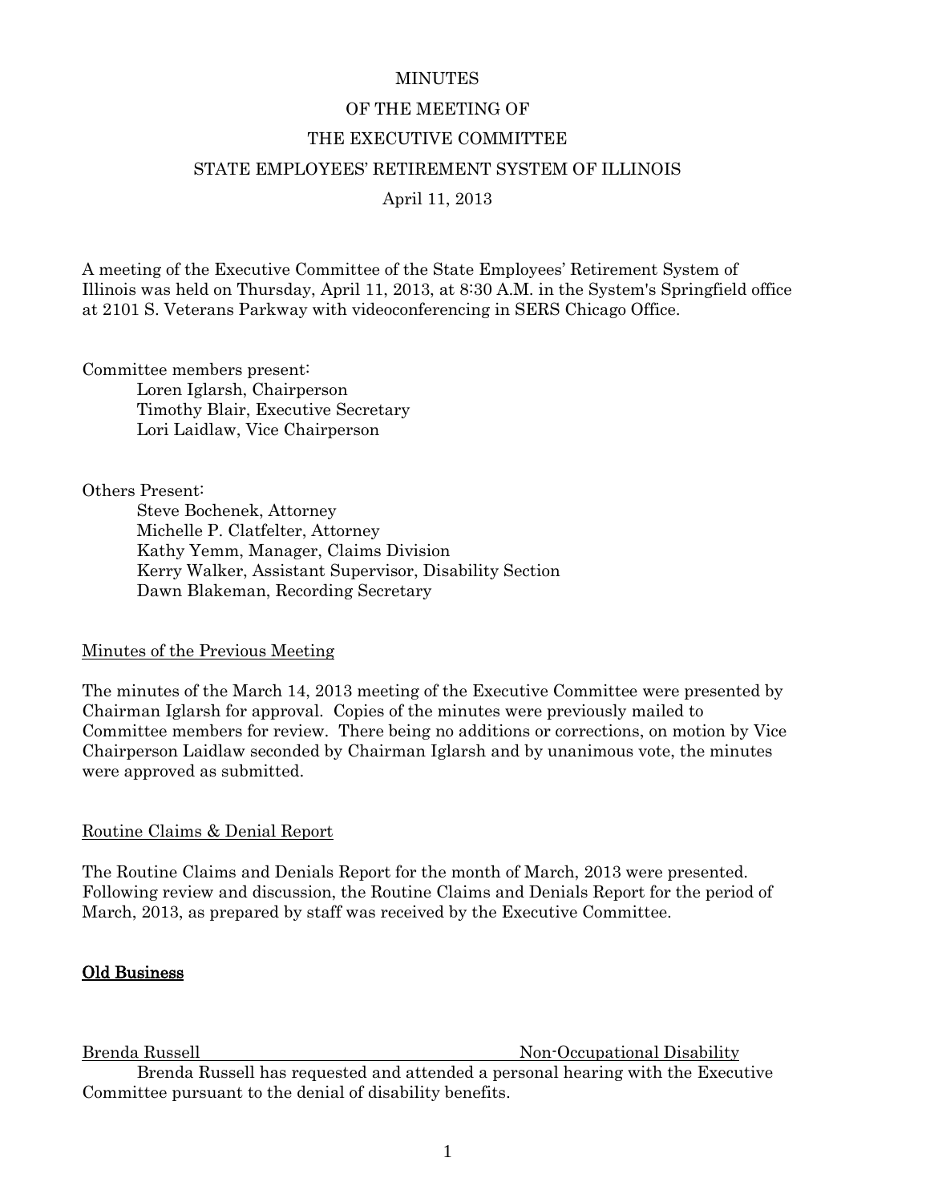MINUTES

OF THE MEETING OF

THE EXECUTIVE COMMITTEE

STATE EMPLOYEES' RETIREMENT SYSTEM OF ILLINOIS

April 11, 2013

A meeting of the Executive Committee of the State Employees' Retirement System of Illinois was held on Thursday, April 11, 2013, at 8:30 A.M. in the System's Springfield office at 2101 S. Veterans Parkway with videoconferencing in SERS Chicago Office.

Committee members present:

Loren Iglarsh, Chairperson
Timothy Blair, Executive Secretary
Lori Laidlaw, Vice Chairperson

Others Present:

Steve Bochenek, Attorney
Michelle P. Clatfelter, Attorney
Kathy Yemm, Manager, Claims Division
Kerry Walker, Assistant Supervisor, Disability Section
Dawn Blakeman, Recording Secretary

Minutes of the Previous Meeting

The minutes of the March 14, 2013 meeting of the Executive Committee were presented by Chairman Iglarsh for approval. Copies of the minutes were previously mailed to Committee members for review. There being no additions or corrections, on motion by Vice Chairperson Laidlaw seconded by Chairman Iglarsh and by unanimous vote, the minutes were approved as submitted.

Routine Claims & Denial Report

The Routine Claims and Denials Report for the month of March, 2013 were presented. Following review and discussion, the Routine Claims and Denials Report for the period of March, 2013, as prepared by staff was received by the Executive Committee.

**Old Business**

Brenda Russell — Non-Occupational Disability

Brenda Russell has requested and attended a personal hearing with the Executive Committee pursuant to the denial of disability benefits.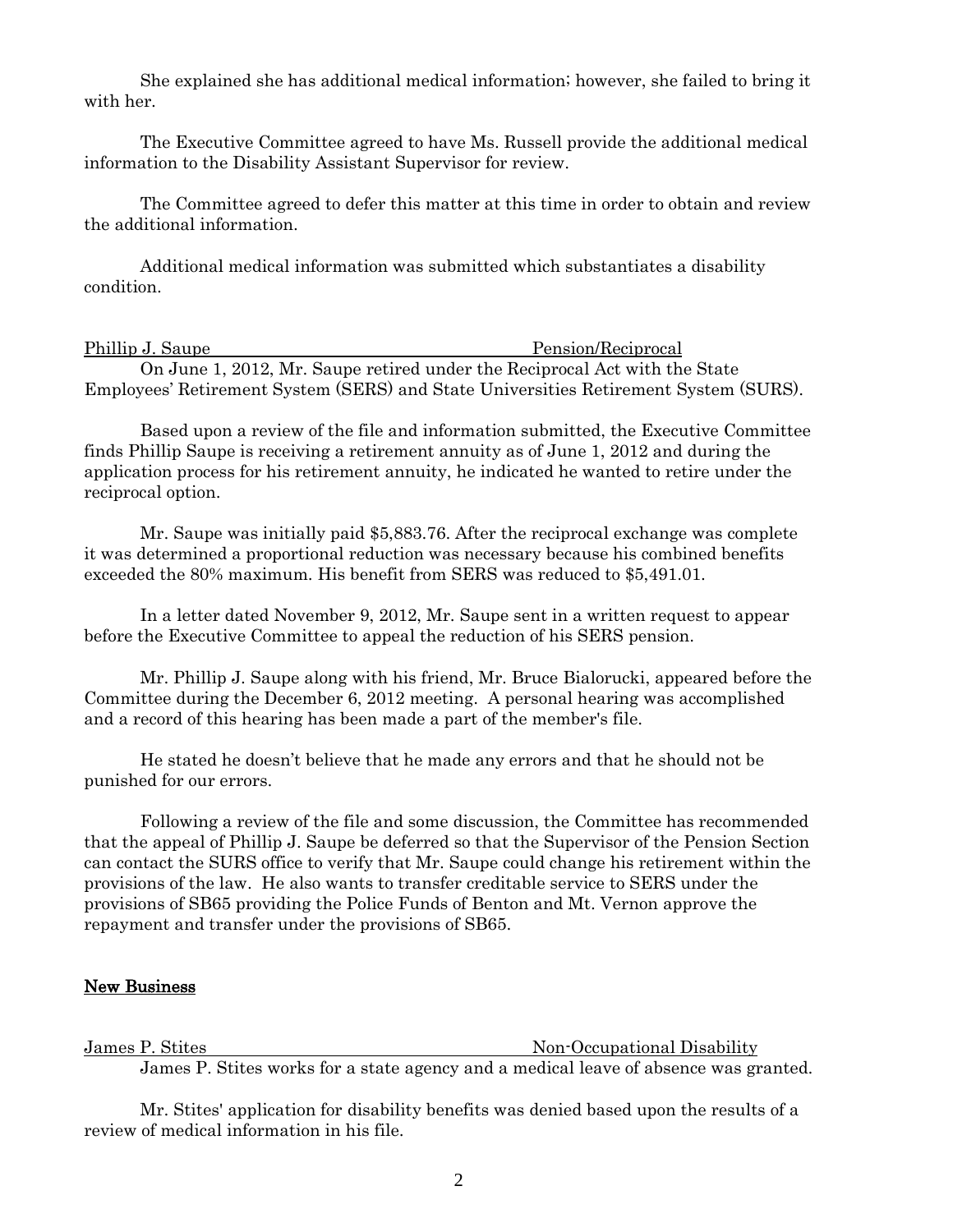She explained she has additional medical information; however, she failed to bring it with her.

The Executive Committee agreed to have Ms. Russell provide the additional medical information to the Disability Assistant Supervisor for review.

The Committee agreed to defer this matter at this time in order to obtain and review the additional information.

Additional medical information was submitted which substantiates a disability condition.

Phillip J. Saupe — Pension/Reciprocal

On June 1, 2012, Mr. Saupe retired under the Reciprocal Act with the State Employees' Retirement System (SERS) and State Universities Retirement System (SURS).

Based upon a review of the file and information submitted, the Executive Committee finds Phillip Saupe is receiving a retirement annuity as of June 1, 2012 and during the application process for his retirement annuity, he indicated he wanted to retire under the reciprocal option.

Mr. Saupe was initially paid $5,883.76. After the reciprocal exchange was complete it was determined a proportional reduction was necessary because his combined benefits exceeded the 80% maximum. His benefit from SERS was reduced to $5,491.01.

In a letter dated November 9, 2012, Mr. Saupe sent in a written request to appear before the Executive Committee to appeal the reduction of his SERS pension.

Mr. Phillip J. Saupe along with his friend, Mr. Bruce Bialorucki, appeared before the Committee during the December 6, 2012 meeting. A personal hearing was accomplished and a record of this hearing has been made a part of the member's file.

He stated he doesn't believe that he made any errors and that he should not be punished for our errors.

Following a review of the file and some discussion, the Committee has recommended that the appeal of Phillip J. Saupe be deferred so that the Supervisor of the Pension Section can contact the SURS office to verify that Mr. Saupe could change his retirement within the provisions of the law. He also wants to transfer creditable service to SERS under the provisions of SB65 providing the Police Funds of Benton and Mt. Vernon approve the repayment and transfer under the provisions of SB65.

## New Business

James P. Stites — Non-Occupational Disability

James P. Stites works for a state agency and a medical leave of absence was granted.

Mr. Stites' application for disability benefits was denied based upon the results of a review of medical information in his file.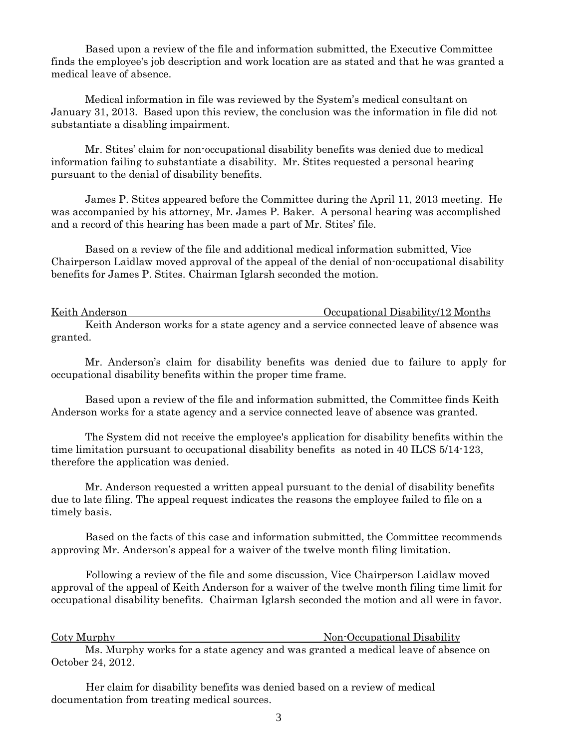Based upon a review of the file and information submitted, the Executive Committee finds the employee's job description and work location are as stated and that he was granted a medical leave of absence.

Medical information in file was reviewed by the System's medical consultant on January 31, 2013. Based upon this review, the conclusion was the information in file did not substantiate a disabling impairment.

Mr. Stites' claim for non-occupational disability benefits was denied due to medical information failing to substantiate a disability. Mr. Stites requested a personal hearing pursuant to the denial of disability benefits.

James P. Stites appeared before the Committee during the April 11, 2013 meeting. He was accompanied by his attorney, Mr. James P. Baker. A personal hearing was accomplished and a record of this hearing has been made a part of Mr. Stites' file.

Based on a review of the file and additional medical information submitted, Vice Chairperson Laidlaw moved approval of the appeal of the denial of non-occupational disability benefits for James P. Stites. Chairman Iglarsh seconded the motion.

<u>Keith Anderson                                        Occupational Disability/12 Months</u>

Keith Anderson works for a state agency and a service connected leave of absence was granted.

Mr. Anderson's claim for disability benefits was denied due to failure to apply for occupational disability benefits within the proper time frame.

Based upon a review of the file and information submitted, the Committee finds Keith Anderson works for a state agency and a service connected leave of absence was granted.

The System did not receive the employee's application for disability benefits within the time limitation pursuant to occupational disability benefits as noted in 40 ILCS 5/14-123, therefore the application was denied.

Mr. Anderson requested a written appeal pursuant to the denial of disability benefits due to late filing. The appeal request indicates the reasons the employee failed to file on a timely basis.

Based on the facts of this case and information submitted, the Committee recommends approving Mr. Anderson's appeal for a waiver of the twelve month filing limitation.

Following a review of the file and some discussion, Vice Chairperson Laidlaw moved approval of the appeal of Keith Anderson for a waiver of the twelve month filing time limit for occupational disability benefits. Chairman Iglarsh seconded the motion and all were in favor.

<u>Coty Murphy                                        Non-Occupational Disability</u>

Ms. Murphy works for a state agency and was granted a medical leave of absence on October 24, 2012.

Her claim for disability benefits was denied based on a review of medical documentation from treating medical sources.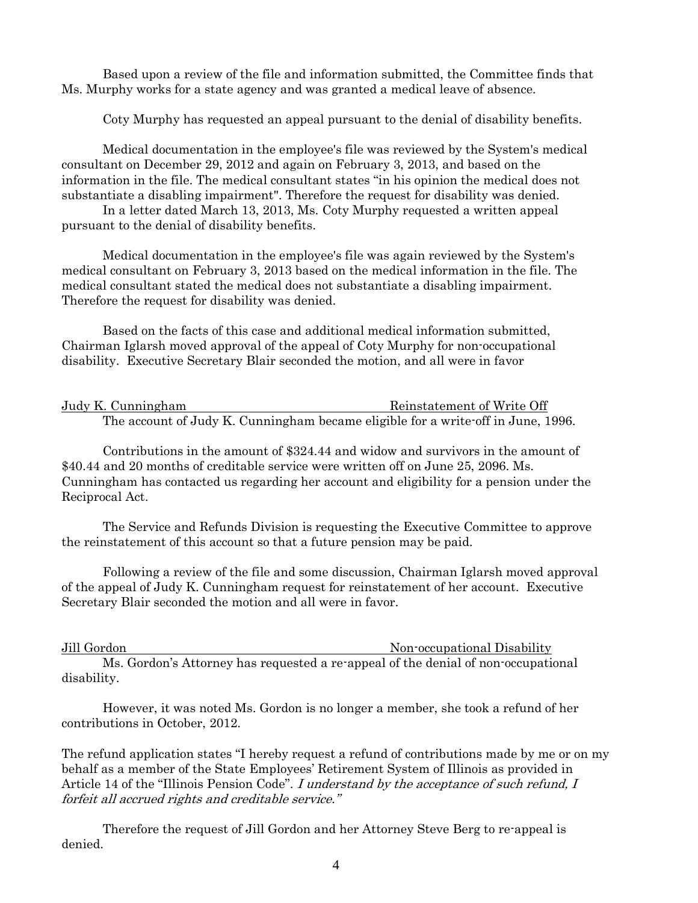Based upon a review of the file and information submitted, the Committee finds that Ms. Murphy works for a state agency and was granted a medical leave of absence.

Coty Murphy has requested an appeal pursuant to the denial of disability benefits.

Medical documentation in the employee's file was reviewed by the System's medical consultant on December 29, 2012 and again on February 3, 2013, and based on the information in the file. The medical consultant states "in his opinion the medical does not substantiate a disabling impairment". Therefore the request for disability was denied.

In a letter dated March 13, 2013, Ms. Coty Murphy requested a written appeal pursuant to the denial of disability benefits.

Medical documentation in the employee's file was again reviewed by the System's medical consultant on February 3, 2013 based on the medical information in the file. The medical consultant stated the medical does not substantiate a disabling impairment. Therefore the request for disability was denied.

Based on the facts of this case and additional medical information submitted, Chairman Iglarsh moved approval of the appeal of Coty Murphy for non-occupational disability. Executive Secretary Blair seconded the motion, and all were in favor

<u>Judy K. Cunningham</u> <u>Reinstatement of Write Off</u>

The account of Judy K. Cunningham became eligible for a write-off in June, 1996.

Contributions in the amount of $324.44 and widow and survivors in the amount of $40.44 and 20 months of creditable service were written off on June 25, 2096. Ms. Cunningham has contacted us regarding her account and eligibility for a pension under the Reciprocal Act.

The Service and Refunds Division is requesting the Executive Committee to approve the reinstatement of this account so that a future pension may be paid.

Following a review of the file and some discussion, Chairman Iglarsh moved approval of the appeal of Judy K. Cunningham request for reinstatement of her account. Executive Secretary Blair seconded the motion and all were in favor.

<u>Jill Gordon</u> <u>Non-occupational Disability</u>

Ms. Gordon's Attorney has requested a re-appeal of the denial of non-occupational disability.

However, it was noted Ms. Gordon is no longer a member, she took a refund of her contributions in October, 2012.

The refund application states "I hereby request a refund of contributions made by me or on my behalf as a member of the State Employees' Retirement System of Illinois as provided in Article 14 of the "Illinois Pension Code". *I understand by the acceptance of such refund, I forfeit all accrued rights and creditable service."*

Therefore the request of Jill Gordon and her Attorney Steve Berg to re-appeal is denied.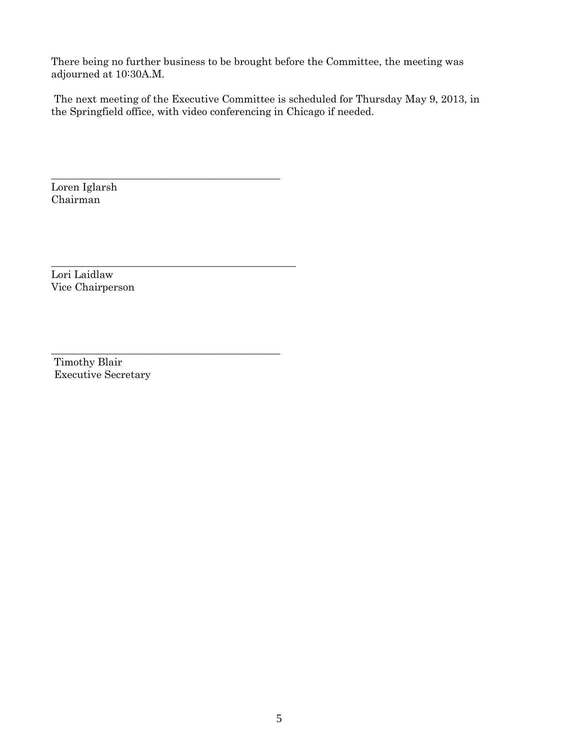There being no further business to be brought before the Committee, the meeting was adjourned at 10:30A.M.

The next meeting of the Executive Committee is scheduled for Thursday May 9, 2013, in the Springfield office, with video conferencing in Chicago if needed.

\_\_\_\_\_\_\_\_\_\_\_\_\_\_\_\_\_\_\_\_\_\_\_\_\_\_\_\_\_\_\_\_\_\_\_\_\_\_\_\_\_\_\_\_

Loren Iglarsh
Chairman

\_\_\_\_\_\_\_\_\_\_\_\_\_\_\_\_\_\_\_\_\_\_\_\_\_\_\_\_\_\_\_\_\_\_\_\_\_\_\_\_\_\_\_\_

Lori Laidlaw
Vice Chairperson

\_\_\_\_\_\_\_\_\_\_\_\_\_\_\_\_\_\_\_\_\_\_\_\_\_\_\_\_\_\_\_\_\_\_\_\_\_\_\_\_\_\_\_\_

Timothy Blair
Executive Secretary